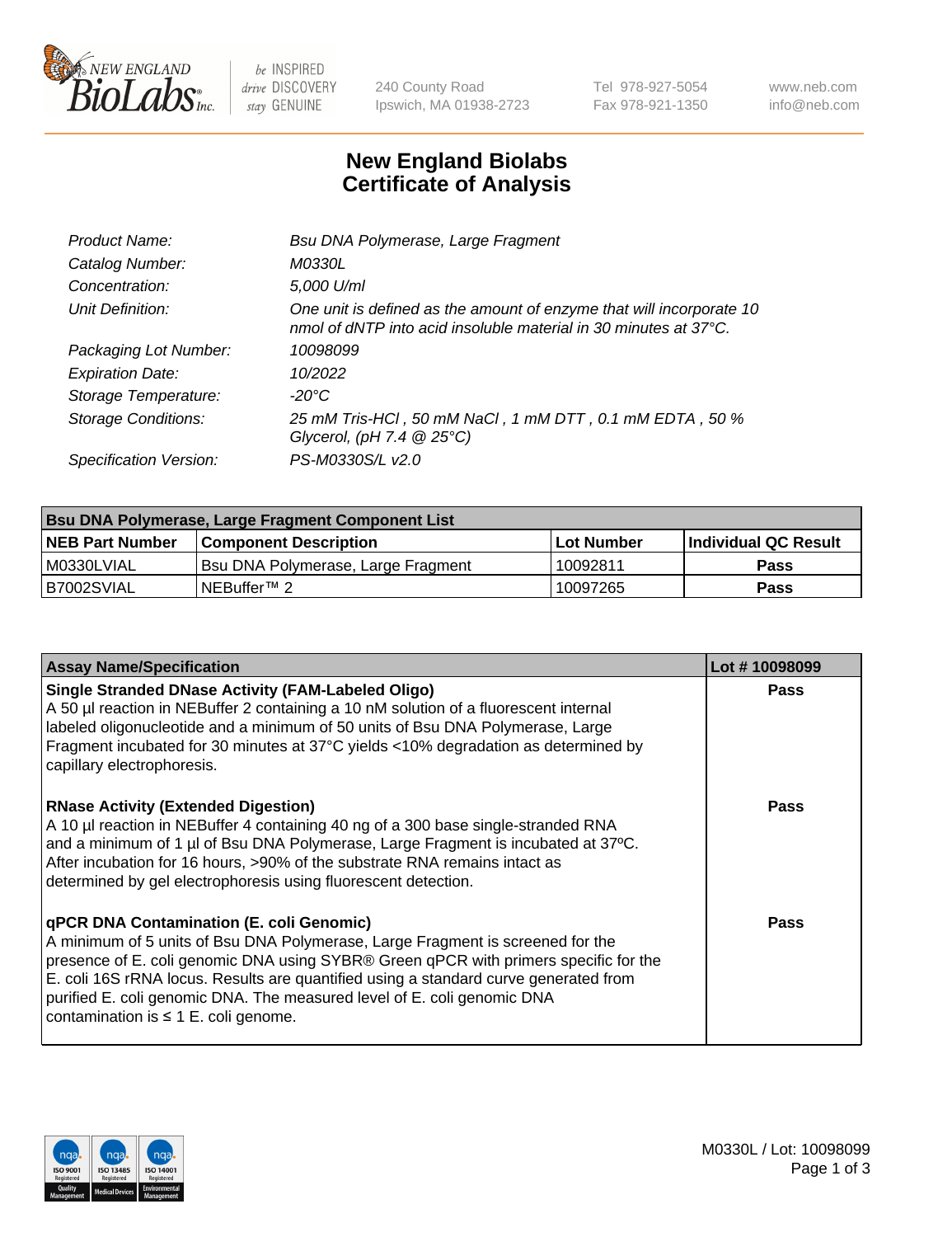# New England Biolabs
# Certificate of Analysis

| | |
|---|---|
| *Product Name:* | *Bsu DNA Polymerase, Large Fragment* |
| *Catalog Number:* | *M0330L* |
| *Concentration:* | *5,000 U/ml* |
| *Unit Definition:* | *One unit is defined as the amount of enzyme that will incorporate 10 nmol of dNTP into acid insoluble material in 30 minutes at 37°C.* |
| *Packaging Lot Number:* | *10098099* |
| *Expiration Date:* | *10/2022* |
| *Storage Temperature:* | *-20°C* |
| *Storage Conditions:* | *25 mM Tris-HCl , 50 mM NaCl , 1 mM DTT , 0.1 mM EDTA , 50 % Glycerol, (pH 7.4 @ 25°C)* |
| *Specification Version:* | *PS-M0330S/L v2.0* |

| Bsu DNA Polymerase, Large Fragment Component List | | | |
|---|---|---|---|
| **NEB Part Number** | **Component Description** | **Lot Number** | **Individual QC Result** |
| M0330LVIAL | Bsu DNA Polymerase, Large Fragment | 10092811 | **Pass** |
| B7002SVIAL | NEBuffer™ 2 | 10097265 | **Pass** |

| Assay Name/Specification | Lot # 10098099 |
|---|---|
| **Single Stranded DNase Activity (FAM-Labeled Oligo)**<br>A 50 µl reaction in NEBuffer 2 containing a 10 nM solution of a fluorescent internal labeled oligonucleotide and a minimum of 50 units of Bsu DNA Polymerase, Large Fragment incubated for 30 minutes at 37°C yields <10% degradation as determined by capillary electrophoresis. | **Pass** |
| **RNase Activity (Extended Digestion)**<br>A 10 µl reaction in NEBuffer 4 containing 40 ng of a 300 base single-stranded RNA and a minimum of 1 µl of Bsu DNA Polymerase, Large Fragment is incubated at 37ºC. After incubation for 16 hours, >90% of the substrate RNA remains intact as determined by gel electrophoresis using fluorescent detection. | **Pass** |
| **qPCR DNA Contamination (E. coli Genomic)**<br>A minimum of 5 units of Bsu DNA Polymerase, Large Fragment is screened for the presence of E. coli genomic DNA using SYBR® Green qPCR with primers specific for the E. coli 16S rRNA locus. Results are quantified using a standard curve generated from purified E. coli genomic DNA. The measured level of E. coli genomic DNA contamination is ≤ 1 E. coli genome. | **Pass** |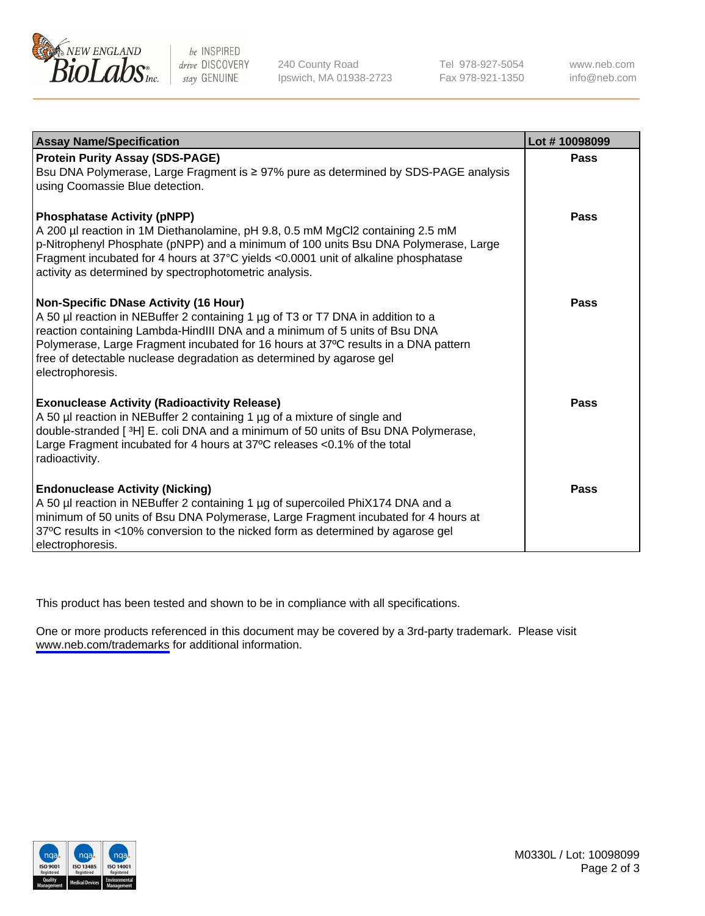| Assay Name/Specification | Lot # 10098099 |
|---|---|
| **Protein Purity Assay (SDS-PAGE)**<br>Bsu DNA Polymerase, Large Fragment is ≥ 97% pure as determined by SDS-PAGE analysis using Coomassie Blue detection. | **Pass** |
| **Phosphatase Activity (pNPP)**<br>A 200 µl reaction in 1M Diethanolamine, pH 9.8, 0.5 mM $MgCl_2$ containing 2.5 mM p-Nitrophenyl Phosphate (pNPP) and a minimum of 100 units Bsu DNA Polymerase, Large Fragment incubated for 4 hours at 37°C yields <0.0001 unit of alkaline phosphatase activity as determined by spectrophotometric analysis. | **Pass** |
| **Non-Specific DNase Activity (16 Hour)**<br>A 50 µl reaction in NEBuffer 2 containing 1 µg of T3 or T7 DNA in addition to a reaction containing Lambda-HindIII DNA and a minimum of 5 units of Bsu DNA Polymerase, Large Fragment incubated for 16 hours at 37ºC results in a DNA pattern free of detectable nuclease degradation as determined by agarose gel electrophoresis. | **Pass** |
| **Exonuclease Activity (Radioactivity Release)**<br>A 50 µl reaction in NEBuffer 2 containing 1 µg of a mixture of single and double-stranded [ $^3$H] E. coli DNA and a minimum of 50 units of Bsu DNA Polymerase, Large Fragment incubated for 4 hours at 37ºC releases <0.1% of the total radioactivity. | **Pass** |
| **Endonuclease Activity (Nicking)**<br>A 50 µl reaction in NEBuffer 2 containing 1 µg of supercoiled PhiX174 DNA and a minimum of 50 units of Bsu DNA Polymerase, Large Fragment incubated for 4 hours at 37ºC results in <10% conversion to the nicked form as determined by agarose gel electrophoresis. | **Pass** |

This product has been tested and shown to be in compliance with all specifications.

One or more products referenced in this document may be covered by a 3rd-party trademark. Please visit www.neb.com/trademarks for additional information.

M0330L / Lot: 10098099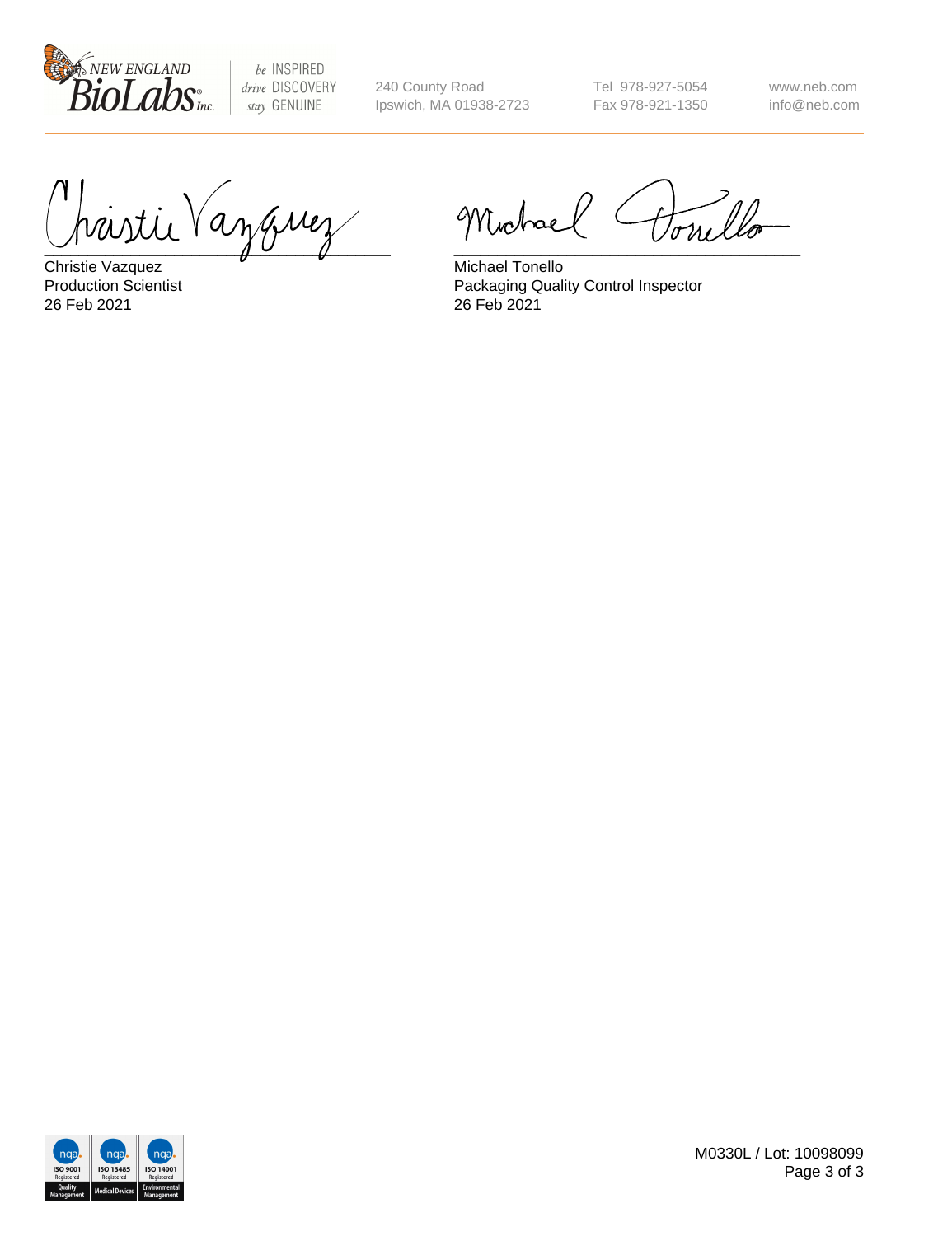Christie Vazquez
Production Scientist
26 Feb 2021

Michael Tonello
Packaging Quality Control Inspector
26 Feb 2021

M0330L / Lot: 10098099